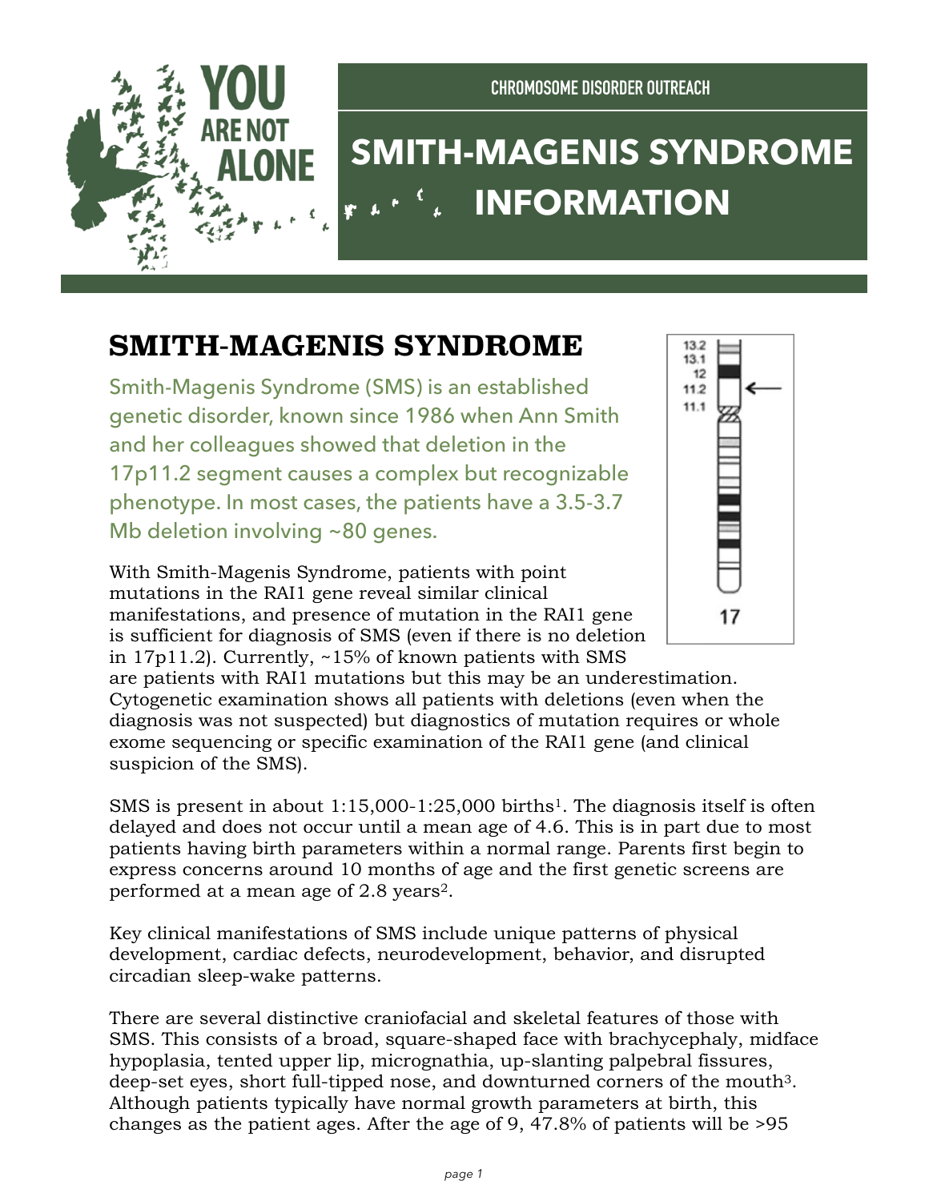CHROMOSOME DISORDER OUTREACH

# SMITH-MAGENIS SYNDROME INFORMATION

## SMITH-MAGENIS SYNDROME

Smith-Magenis Syndrome (SMS) is an established genetic disorder, known since 1986 when Ann Smith and her colleagues showed that deletion in the 17p11.2 segment causes a complex but recognizable phenotype. In most cases, the patients have a 3.5-3.7 Mb deletion involving ~80 genes.

With Smith-Magenis Syndrome, patients with point mutations in the RAI1 gene reveal similar clinical manifestations, and presence of mutation in the RAI1 gene is sufficient for diagnosis of SMS (even if there is no deletion in 17p11.2). Currently, ~15% of known patients with SMS are patients with RAI1 mutations but this may be an underestimation. Cytogenetic examination shows all patients with deletions (even when the diagnosis was not suspected) but diagnostics of mutation requires or whole exome sequencing or specific examination of the RAI1 gene (and clinical suspicion of the SMS).

SMS is present in about 1:15,000-1:25,000 births[1]. The diagnosis itself is often delayed and does not occur until a mean age of 4.6. This is in part due to most patients having birth parameters within a normal range. Parents first begin to express concerns around 10 months of age and the first genetic screens are performed at a mean age of 2.8 years[2].

Key clinical manifestations of SMS include unique patterns of physical development, cardiac defects, neurodevelopment, behavior, and disrupted circadian sleep-wake patterns.

There are several distinctive craniofacial and skeletal features of those with SMS. This consists of a broad, square-shaped face with brachycephaly, midface hypoplasia, tented upper lip, micrognathia, up-slanting palpebral fissures, deep-set eyes, short full-tipped nose, and downturned corners of the mouth[3]. Although patients typically have normal growth parameters at birth, this changes as the patient ages. After the age of 9, 47.8% of patients will be >95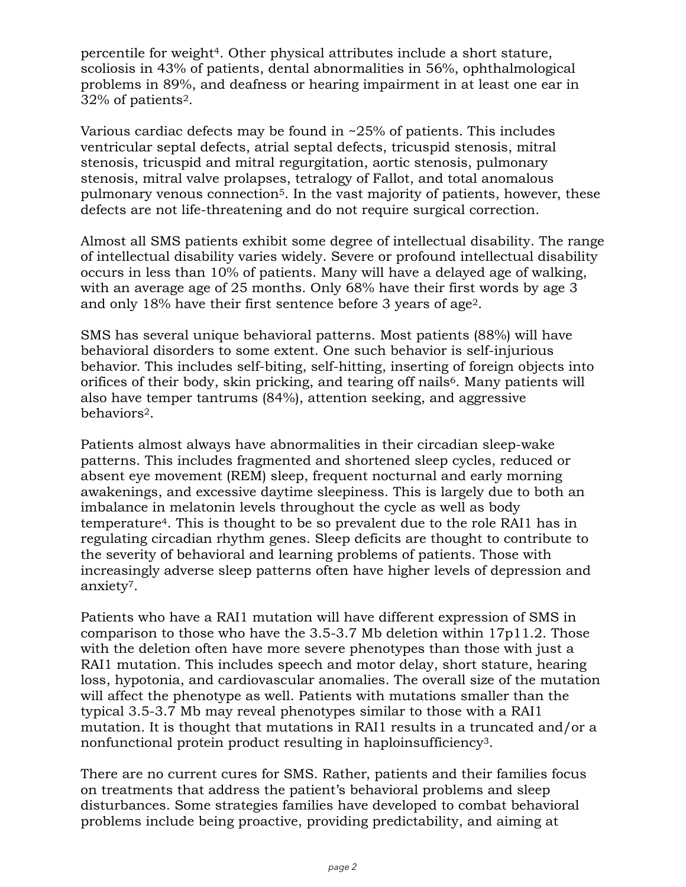percentile for weight[4]. Other physical attributes include a short stature, scoliosis in 43% of patients, dental abnormalities in 56%, ophthalmological problems in 89%, and deafness or hearing impairment in at least one ear in 32% of patients[2].

Various cardiac defects may be found in ~25% of patients. This includes ventricular septal defects, atrial septal defects, tricuspid stenosis, mitral stenosis, tricuspid and mitral regurgitation, aortic stenosis, pulmonary stenosis, mitral valve prolapses, tetralogy of Fallot, and total anomalous pulmonary venous connection[5]. In the vast majority of patients, however, these defects are not life-threatening and do not require surgical correction.

Almost all SMS patients exhibit some degree of intellectual disability. The range of intellectual disability varies widely. Severe or profound intellectual disability occurs in less than 10% of patients. Many will have a delayed age of walking, with an average age of 25 months. Only 68% have their first words by age 3 and only 18% have their first sentence before 3 years of age[2].

SMS has several unique behavioral patterns. Most patients (88%) will have behavioral disorders to some extent. One such behavior is self-injurious behavior. This includes self-biting, self-hitting, inserting of foreign objects into orifices of their body, skin pricking, and tearing off nails[6]. Many patients will also have temper tantrums (84%), attention seeking, and aggressive behaviors[2].

Patients almost always have abnormalities in their circadian sleep-wake patterns. This includes fragmented and shortened sleep cycles, reduced or absent eye movement (REM) sleep, frequent nocturnal and early morning awakenings, and excessive daytime sleepiness. This is largely due to both an imbalance in melatonin levels throughout the cycle as well as body temperature[4]. This is thought to be so prevalent due to the role RAI1 has in regulating circadian rhythm genes. Sleep deficits are thought to contribute to the severity of behavioral and learning problems of patients. Those with increasingly adverse sleep patterns often have higher levels of depression and anxiety[7].

Patients who have a RAI1 mutation will have different expression of SMS in comparison to those who have the 3.5-3.7 Mb deletion within 17p11.2. Those with the deletion often have more severe phenotypes than those with just a RAI1 mutation. This includes speech and motor delay, short stature, hearing loss, hypotonia, and cardiovascular anomalies. The overall size of the mutation will affect the phenotype as well. Patients with mutations smaller than the typical 3.5-3.7 Mb may reveal phenotypes similar to those with a RAI1 mutation. It is thought that mutations in RAI1 results in a truncated and/or a nonfunctional protein product resulting in haploinsufficiency[3].

There are no current cures for SMS. Rather, patients and their families focus on treatments that address the patient's behavioral problems and sleep disturbances. Some strategies families have developed to combat behavioral problems include being proactive, providing predictability, and aiming at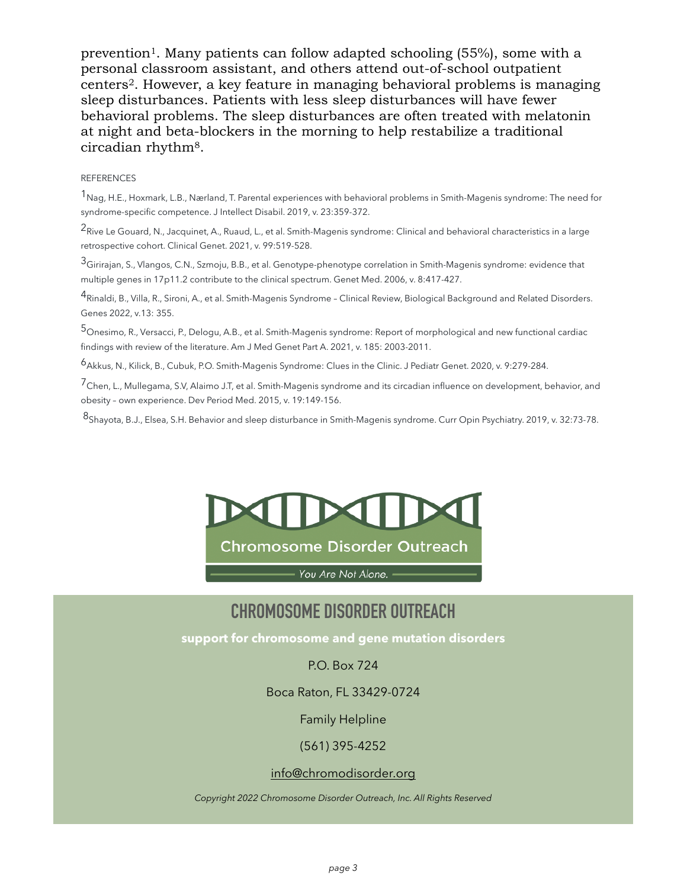prevention[1]. Many patients can follow adapted schooling (55%), some with a personal classroom assistant, and others attend out-of-school outpatient centers[2]. However, a key feature in managing behavioral problems is managing sleep disturbances. Patients with less sleep disturbances will have fewer behavioral problems. The sleep disturbances are often treated with melatonin at night and beta-blockers in the morning to help restabilize a traditional circadian rhythm[8].

REFERENCES

[1]Nag, H.E., Hoxmark, L.B., Nærland, T. Parental experiences with behavioral problems in Smith-Magenis syndrome: The need for syndrome-specific competence. J Intellect Disabil. 2019, v. 23:359-372.

[2]Rive Le Gouard, N., Jacquinet, A., Ruaud, L., et al. Smith-Magenis syndrome: Clinical and behavioral characteristics in a large retrospective cohort. Clinical Genet. 2021, v. 99:519-528.

[3]Girirajan, S., Vlangos, C.N., Szmoju, B.B., et al. Genotype-phenotype correlation in Smith-Magenis syndrome: evidence that multiple genes in 17p11.2 contribute to the clinical spectrum. Genet Med. 2006, v. 8:417-427.

[4]Rinaldi, B., Villa, R., Sironi, A., et al. Smith-Magenis Syndrome – Clinical Review, Biological Background and Related Disorders. Genes 2022, v.13: 355.

[5]Onesimo, R., Versacci, P., Delogu, A.B., et al. Smith-Magenis syndrome: Report of morphological and new functional cardiac findings with review of the literature. Am J Med Genet Part A. 2021, v. 185: 2003-2011.

[6]Akkus, N., Kilick, B., Cubuk, P.O. Smith-Magenis Syndrome: Clues in the Clinic. J Pediatr Genet. 2020, v. 9:279-284.

[7]Chen, L., Mullegama, S.V, Alaimo J.T, et al. Smith-Magenis syndrome and its circadian influence on development, behavior, and obesity – own experience. Dev Period Med. 2015, v. 19:149-156.

[8]Shayota, B.J., Elsea, S.H. Behavior and sleep disturbance in Smith-Magenis syndrome. Curr Opin Psychiatry. 2019, v. 32:73-78.

Chromosome Disorder Outreach

*You Are Not Alone.*

## CHROMOSOME DISORDER OUTREACH

**support for chromosome and gene mutation disorders**

P.O. Box 724

Boca Raton, FL 33429-0724

Family Helpline

(561) 395-4252

info@chromodisorder.org

*Copyright 2022 Chromosome Disorder Outreach, Inc. All Rights Reserved*